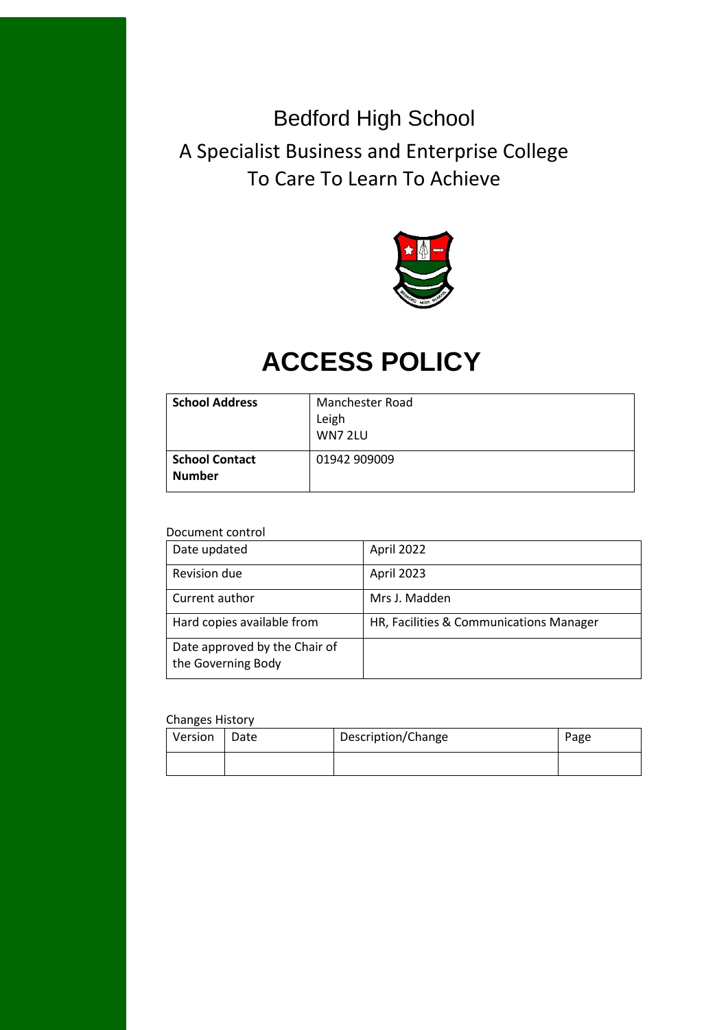Bedford High School

A Specialist Business and Enterprise College

To Care To Learn To Achieve

# ACCESS POLICY

| School Address | Manchester Road<br>Leigh<br>WN7 2LU |
|---|---|
| School Contact Number | 01942 909009 |

Document control

| Date updated | April 2022 |
|---|---|
| Revision due | April 2023 |
| Current author | Mrs J. Madden |
| Hard copies available from | HR, Facilities & Communications Manager |
| Date approved by the Chair of the Governing Body | |

Changes History

| Version | Date | Description/Change | Page |
|---|---|---|---|
| | | | |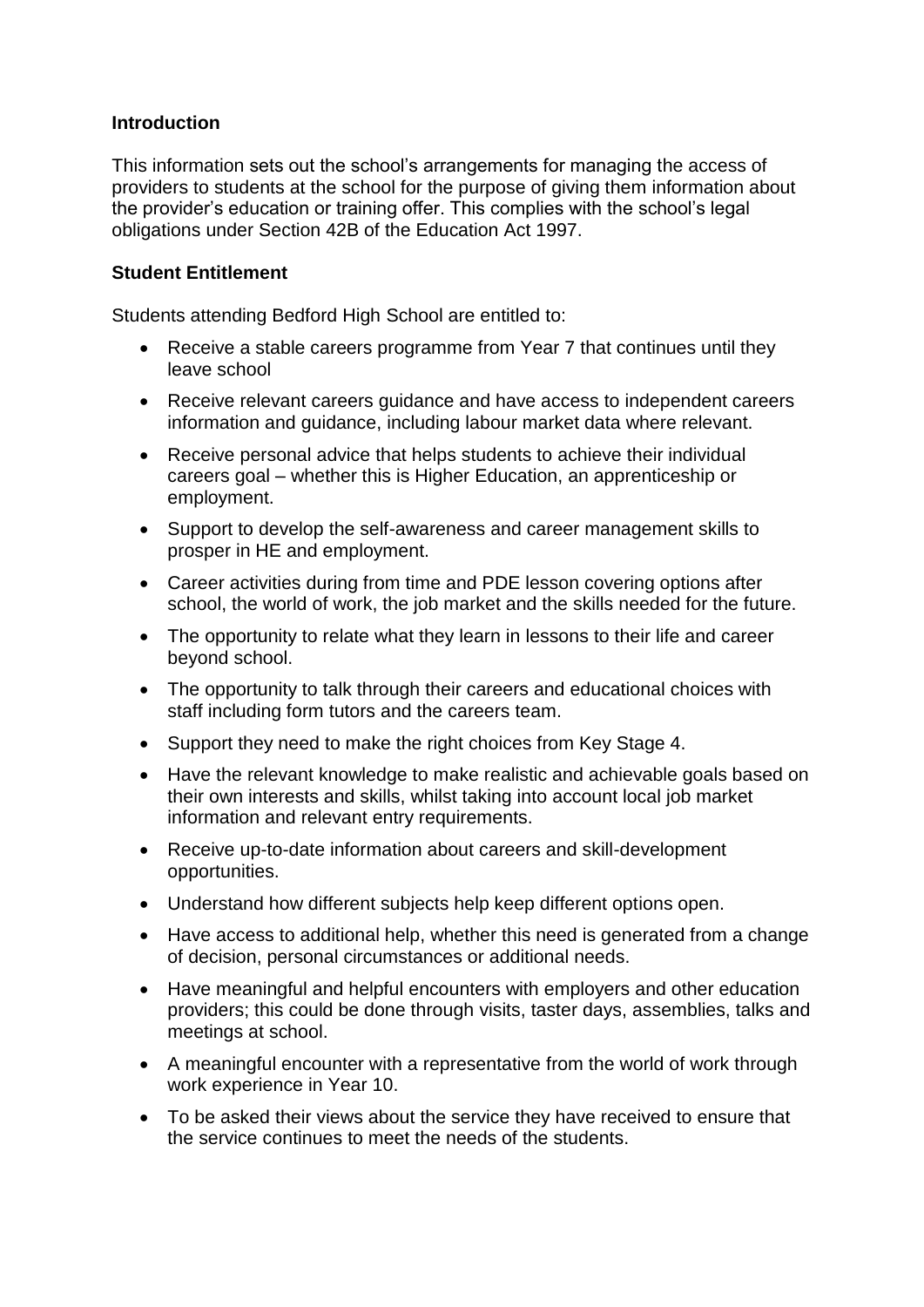**Introduction**

This information sets out the school's arrangements for managing the access of providers to students at the school for the purpose of giving them information about the provider's education or training offer. This complies with the school's legal obligations under Section 42B of the Education Act 1997.

**Student Entitlement**

Students attending Bedford High School are entitled to:

- Receive a stable careers programme from Year 7 that continues until they leave school
- Receive relevant careers guidance and have access to independent careers information and guidance, including labour market data where relevant.
- Receive personal advice that helps students to achieve their individual careers goal – whether this is Higher Education, an apprenticeship or employment.
- Support to develop the self-awareness and career management skills to prosper in HE and employment.
- Career activities during from time and PDE lesson covering options after school, the world of work, the job market and the skills needed for the future.
- The opportunity to relate what they learn in lessons to their life and career beyond school.
- The opportunity to talk through their careers and educational choices with staff including form tutors and the careers team.
- Support they need to make the right choices from Key Stage 4.
- Have the relevant knowledge to make realistic and achievable goals based on their own interests and skills, whilst taking into account local job market information and relevant entry requirements.
- Receive up-to-date information about careers and skill-development opportunities.
- Understand how different subjects help keep different options open.
- Have access to additional help, whether this need is generated from a change of decision, personal circumstances or additional needs.
- Have meaningful and helpful encounters with employers and other education providers; this could be done through visits, taster days, assemblies, talks and meetings at school.
- A meaningful encounter with a representative from the world of work through work experience in Year 10.
- To be asked their views about the service they have received to ensure that the service continues to meet the needs of the students.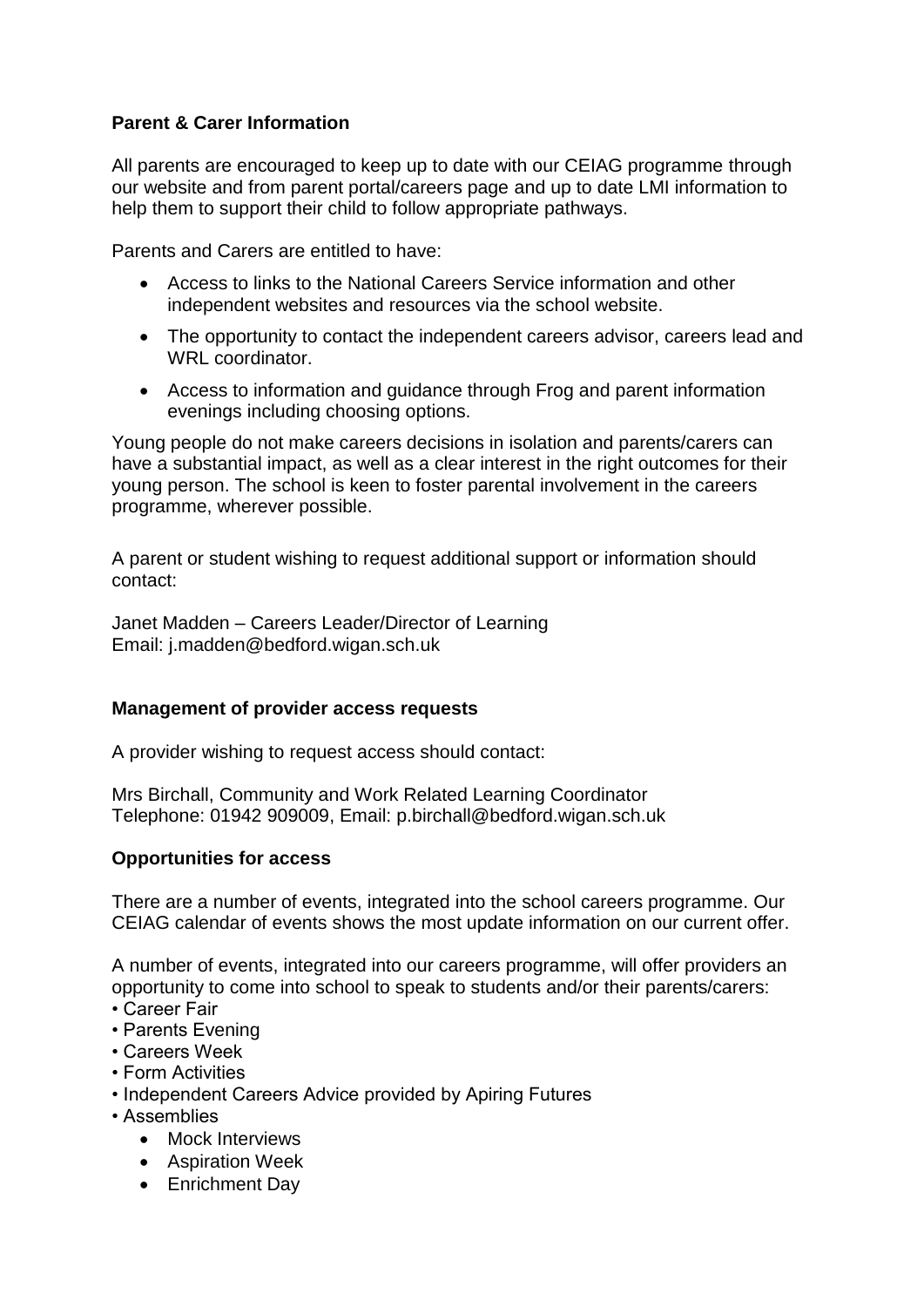**Parent & Carer Information**

All parents are encouraged to keep up to date with our CEIAG programme through our website and from parent portal/careers page and up to date LMI information to help them to support their child to follow appropriate pathways.

Parents and Carers are entitled to have:

- Access to links to the National Careers Service information and other independent websites and resources via the school website.
- The opportunity to contact the independent careers advisor, careers lead and WRL coordinator.
- Access to information and guidance through Frog and parent information evenings including choosing options.

Young people do not make careers decisions in isolation and parents/carers can have a substantial impact, as well as a clear interest in the right outcomes for their young person. The school is keen to foster parental involvement in the careers programme, wherever possible.

A parent or student wishing to request additional support or information should contact:

Janet Madden – Careers Leader/Director of Learning
Email: j.madden@bedford.wigan.sch.uk

**Management of provider access requests**

A provider wishing to request access should contact:

Mrs Birchall, Community and Work Related Learning Coordinator
Telephone: 01942 909009, Email: p.birchall@bedford.wigan.sch.uk

**Opportunities for access**

There are a number of events, integrated into the school careers programme. Our CEIAG calendar of events shows the most update information on our current offer.

A number of events, integrated into our careers programme, will offer providers an opportunity to come into school to speak to students and/or their parents/carers:

- Career Fair
- Parents Evening
- Careers Week
- Form Activities
- Independent Careers Advice provided by Apiring Futures
- Assemblies
  - Mock Interviews
  - Aspiration Week
  - Enrichment Day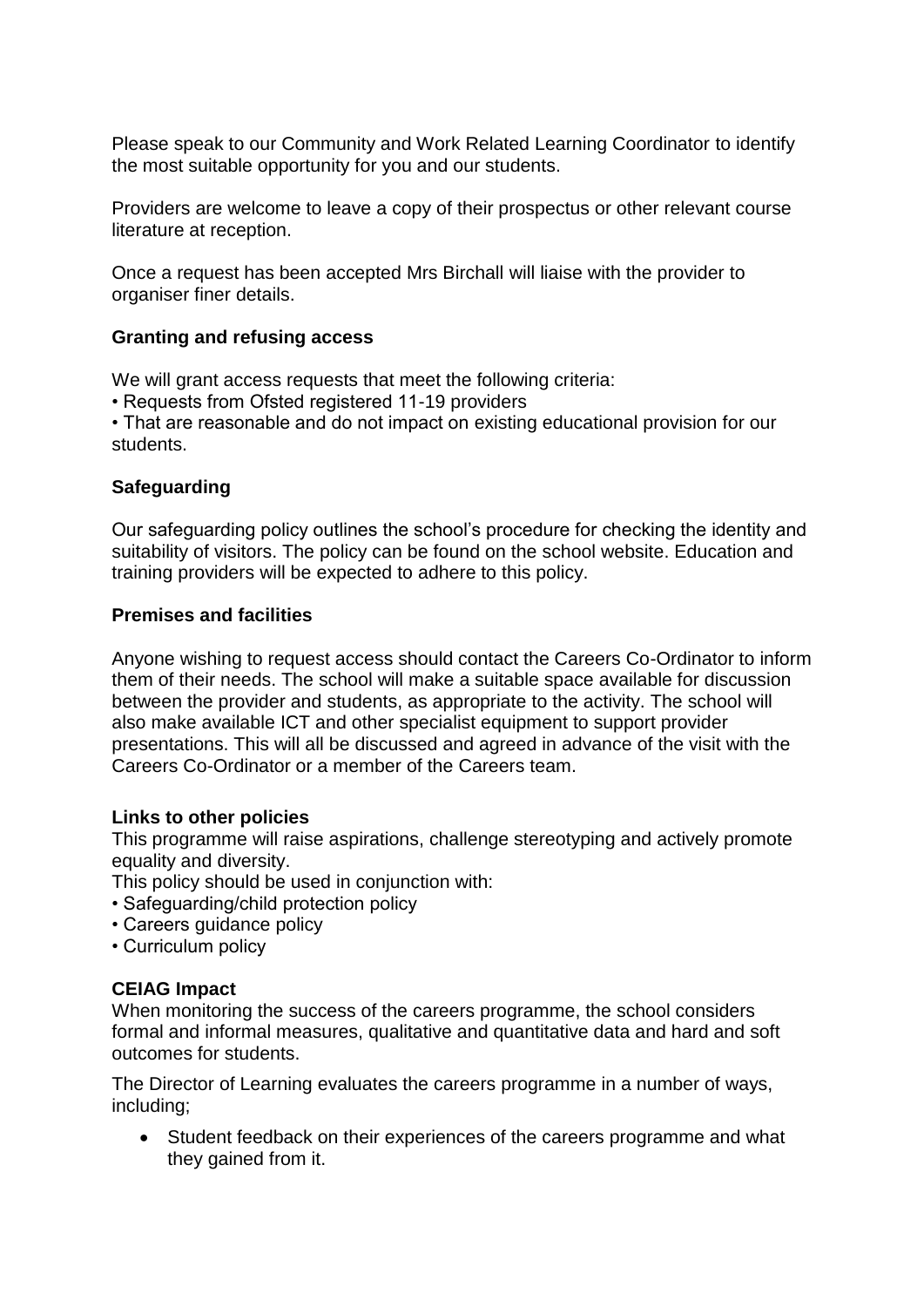Please speak to our Community and Work Related Learning Coordinator to identify the most suitable opportunity for you and our students.

Providers are welcome to leave a copy of their prospectus or other relevant course literature at reception.

Once a request has been accepted Mrs Birchall will liaise with the provider to organiser finer details.

**Granting and refusing access**

We will grant access requests that meet the following criteria:

- Requests from Ofsted registered 11-19 providers
- That are reasonable and do not impact on existing educational provision for our students.

**Safeguarding**

Our safeguarding policy outlines the school's procedure for checking the identity and suitability of visitors. The policy can be found on the school website. Education and training providers will be expected to adhere to this policy.

**Premises and facilities**

Anyone wishing to request access should contact the Careers Co-Ordinator to inform them of their needs. The school will make a suitable space available for discussion between the provider and students, as appropriate to the activity. The school will also make available ICT and other specialist equipment to support provider presentations. This will all be discussed and agreed in advance of the visit with the Careers Co-Ordinator or a member of the Careers team.

**Links to other policies**

This programme will raise aspirations, challenge stereotyping and actively promote equality and diversity.

This policy should be used in conjunction with:

- Safeguarding/child protection policy
- Careers guidance policy
- Curriculum policy

**CEIAG Impact**

When monitoring the success of the careers programme, the school considers formal and informal measures, qualitative and quantitative data and hard and soft outcomes for students.

The Director of Learning evaluates the careers programme in a number of ways, including;

- Student feedback on their experiences of the careers programme and what they gained from it.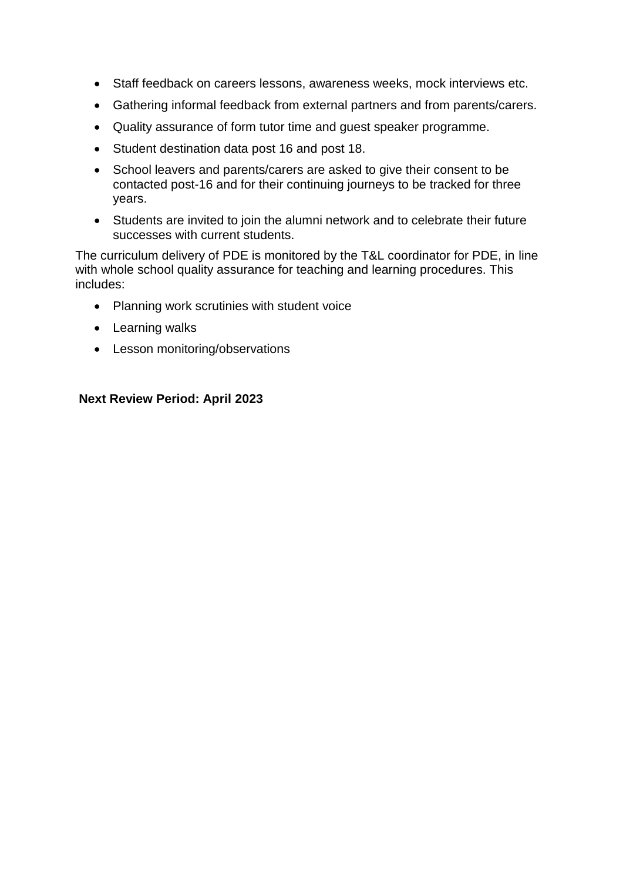- Staff feedback on careers lessons, awareness weeks, mock interviews etc.
- Gathering informal feedback from external partners and from parents/carers.
- Quality assurance of form tutor time and guest speaker programme.
- Student destination data post 16 and post 18.
- School leavers and parents/carers are asked to give their consent to be contacted post-16 and for their continuing journeys to be tracked for three years.
- Students are invited to join the alumni network and to celebrate their future successes with current students.

The curriculum delivery of PDE is monitored by the T&L coordinator for PDE, in line with whole school quality assurance for teaching and learning procedures. This includes:

- Planning work scrutinies with student voice
- Learning walks
- Lesson monitoring/observations

**Next Review Period: April 2023**